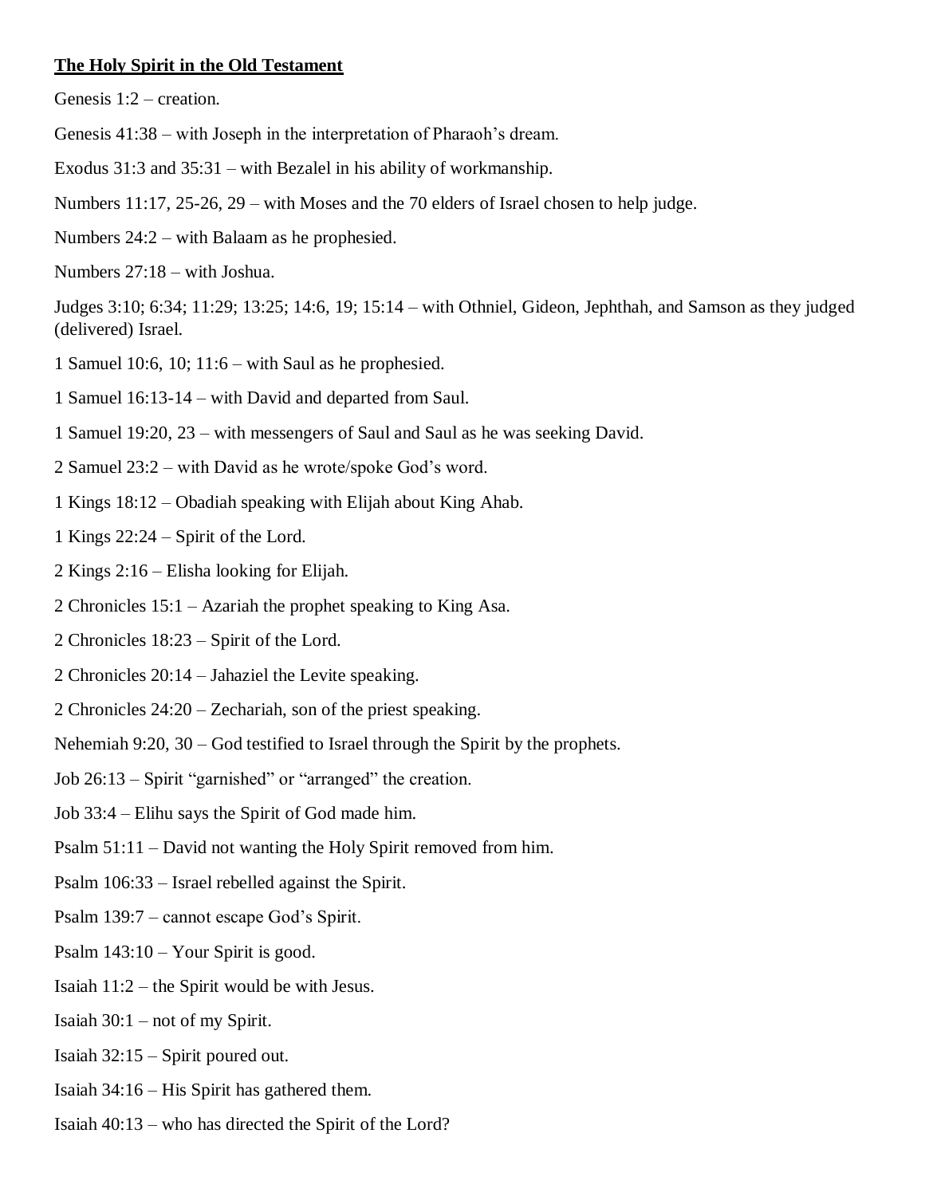**The Holy Spirit in the Old Testament**

Genesis 1:2 – creation.

Genesis 41:38 – with Joseph in the interpretation of Pharaoh's dream.

Exodus 31:3 and 35:31 – with Bezalel in his ability of workmanship.

Numbers 11:17, 25-26, 29 – with Moses and the 70 elders of Israel chosen to help judge.

Numbers 24:2 – with Balaam as he prophesied.

Numbers 27:18 – with Joshua.

Judges 3:10; 6:34; 11:29; 13:25; 14:6, 19; 15:14 – with Othniel, Gideon, Jephthah, and Samson as they judged (delivered) Israel.

1 Samuel 10:6, 10; 11:6 – with Saul as he prophesied.

1 Samuel 16:13-14 – with David and departed from Saul.

1 Samuel 19:20, 23 – with messengers of Saul and Saul as he was seeking David.

2 Samuel 23:2 – with David as he wrote/spoke God's word.

1 Kings 18:12 – Obadiah speaking with Elijah about King Ahab.

1 Kings 22:24 – Spirit of the Lord.

2 Kings 2:16 – Elisha looking for Elijah.

2 Chronicles 15:1 – Azariah the prophet speaking to King Asa.

2 Chronicles 18:23 – Spirit of the Lord.

2 Chronicles 20:14 – Jahaziel the Levite speaking.

2 Chronicles 24:20 – Zechariah, son of the priest speaking.

Nehemiah 9:20, 30 – God testified to Israel through the Spirit by the prophets.

Job 26:13 – Spirit "garnished" or "arranged" the creation.

Job 33:4 – Elihu says the Spirit of God made him.

Psalm 51:11 – David not wanting the Holy Spirit removed from him.

Psalm 106:33 – Israel rebelled against the Spirit.

Psalm 139:7 – cannot escape God's Spirit.

Psalm 143:10 – Your Spirit is good.

Isaiah 11:2 – the Spirit would be with Jesus.

Isaiah 30:1 – not of my Spirit.

Isaiah 32:15 – Spirit poured out.

Isaiah 34:16 – His Spirit has gathered them.

Isaiah 40:13 – who has directed the Spirit of the Lord?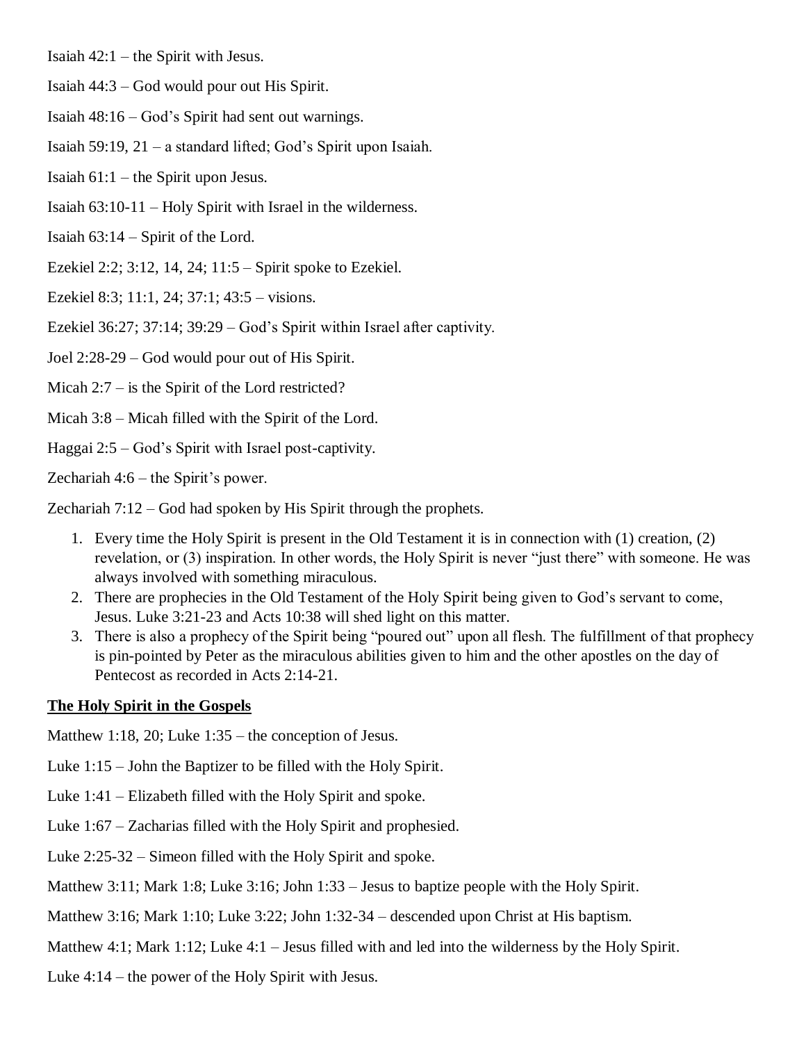Isaiah 42:1 – the Spirit with Jesus.

Isaiah 44:3 – God would pour out His Spirit.

Isaiah 48:16 – God's Spirit had sent out warnings.

Isaiah 59:19, 21 – a standard lifted; God's Spirit upon Isaiah.

Isaiah 61:1 – the Spirit upon Jesus.

Isaiah 63:10-11 – Holy Spirit with Israel in the wilderness.

Isaiah 63:14 – Spirit of the Lord.

Ezekiel 2:2; 3:12, 14, 24; 11:5 – Spirit spoke to Ezekiel.

Ezekiel 8:3; 11:1, 24; 37:1; 43:5 – visions.

Ezekiel 36:27; 37:14; 39:29 – God's Spirit within Israel after captivity.

Joel 2:28-29 – God would pour out of His Spirit.

Micah 2:7 – is the Spirit of the Lord restricted?

Micah 3:8 – Micah filled with the Spirit of the Lord.

Haggai 2:5 – God's Spirit with Israel post-captivity.

Zechariah 4:6 – the Spirit's power.

Zechariah 7:12 – God had spoken by His Spirit through the prophets.

1. Every time the Holy Spirit is present in the Old Testament it is in connection with (1) creation, (2) revelation, or (3) inspiration. In other words, the Holy Spirit is never "just there" with someone. He was always involved with something miraculous.
2. There are prophecies in the Old Testament of the Holy Spirit being given to God's servant to come, Jesus. Luke 3:21-23 and Acts 10:38 will shed light on this matter.
3. There is also a prophecy of the Spirit being "poured out" upon all flesh. The fulfillment of that prophecy is pin-pointed by Peter as the miraculous abilities given to him and the other apostles on the day of Pentecost as recorded in Acts 2:14-21.

**The Holy Spirit in the Gospels**

Matthew 1:18, 20; Luke 1:35 – the conception of Jesus.

Luke 1:15 – John the Baptizer to be filled with the Holy Spirit.

Luke 1:41 – Elizabeth filled with the Holy Spirit and spoke.

Luke 1:67 – Zacharias filled with the Holy Spirit and prophesied.

Luke 2:25-32 – Simeon filled with the Holy Spirit and spoke.

Matthew 3:11; Mark 1:8; Luke 3:16; John 1:33 – Jesus to baptize people with the Holy Spirit.

Matthew 3:16; Mark 1:10; Luke 3:22; John 1:32-34 – descended upon Christ at His baptism.

Matthew 4:1; Mark 1:12; Luke 4:1 – Jesus filled with and led into the wilderness by the Holy Spirit.

Luke 4:14 – the power of the Holy Spirit with Jesus.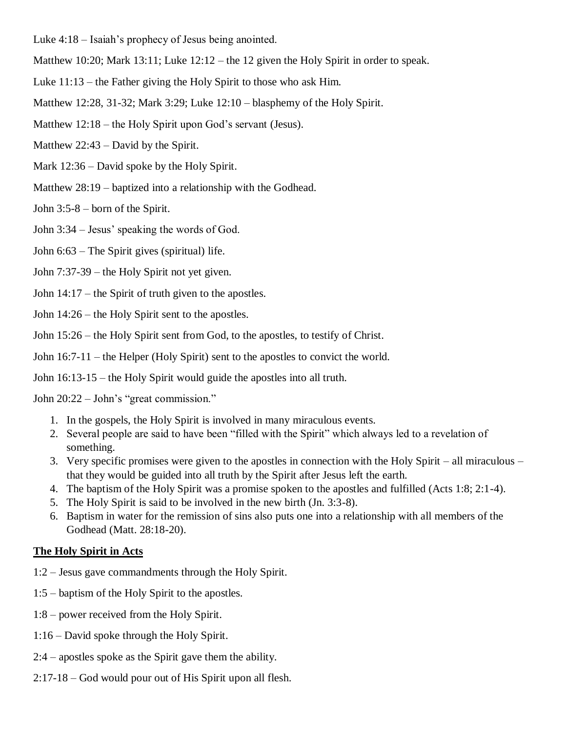Luke 4:18 – Isaiah's prophecy of Jesus being anointed.

Matthew 10:20; Mark 13:11; Luke 12:12 – the 12 given the Holy Spirit in order to speak.

Luke 11:13 – the Father giving the Holy Spirit to those who ask Him.

Matthew 12:28, 31-32; Mark 3:29; Luke 12:10 – blasphemy of the Holy Spirit.

Matthew 12:18 – the Holy Spirit upon God's servant (Jesus).

Matthew 22:43 – David by the Spirit.

Mark 12:36 – David spoke by the Holy Spirit.

Matthew 28:19 – baptized into a relationship with the Godhead.

John 3:5-8 – born of the Spirit.

John 3:34 – Jesus' speaking the words of God.

John 6:63 – The Spirit gives (spiritual) life.

John 7:37-39 – the Holy Spirit not yet given.

John 14:17 – the Spirit of truth given to the apostles.

John 14:26 – the Holy Spirit sent to the apostles.

John 15:26 – the Holy Spirit sent from God, to the apostles, to testify of Christ.

John 16:7-11 – the Helper (Holy Spirit) sent to the apostles to convict the world.

John 16:13-15 – the Holy Spirit would guide the apostles into all truth.

John 20:22 – John's "great commission."

1. In the gospels, the Holy Spirit is involved in many miraculous events.
2. Several people are said to have been "filled with the Spirit" which always led to a revelation of something.
3. Very specific promises were given to the apostles in connection with the Holy Spirit – all miraculous – that they would be guided into all truth by the Spirit after Jesus left the earth.
4. The baptism of the Holy Spirit was a promise spoken to the apostles and fulfilled (Acts 1:8; 2:1-4).
5. The Holy Spirit is said to be involved in the new birth (Jn. 3:3-8).
6. Baptism in water for the remission of sins also puts one into a relationship with all members of the Godhead (Matt. 28:18-20).

## The Holy Spirit in Acts

1:2 – Jesus gave commandments through the Holy Spirit.

1:5 – baptism of the Holy Spirit to the apostles.

1:8 – power received from the Holy Spirit.

1:16 – David spoke through the Holy Spirit.

2:4 – apostles spoke as the Spirit gave them the ability.

2:17-18 – God would pour out of His Spirit upon all flesh.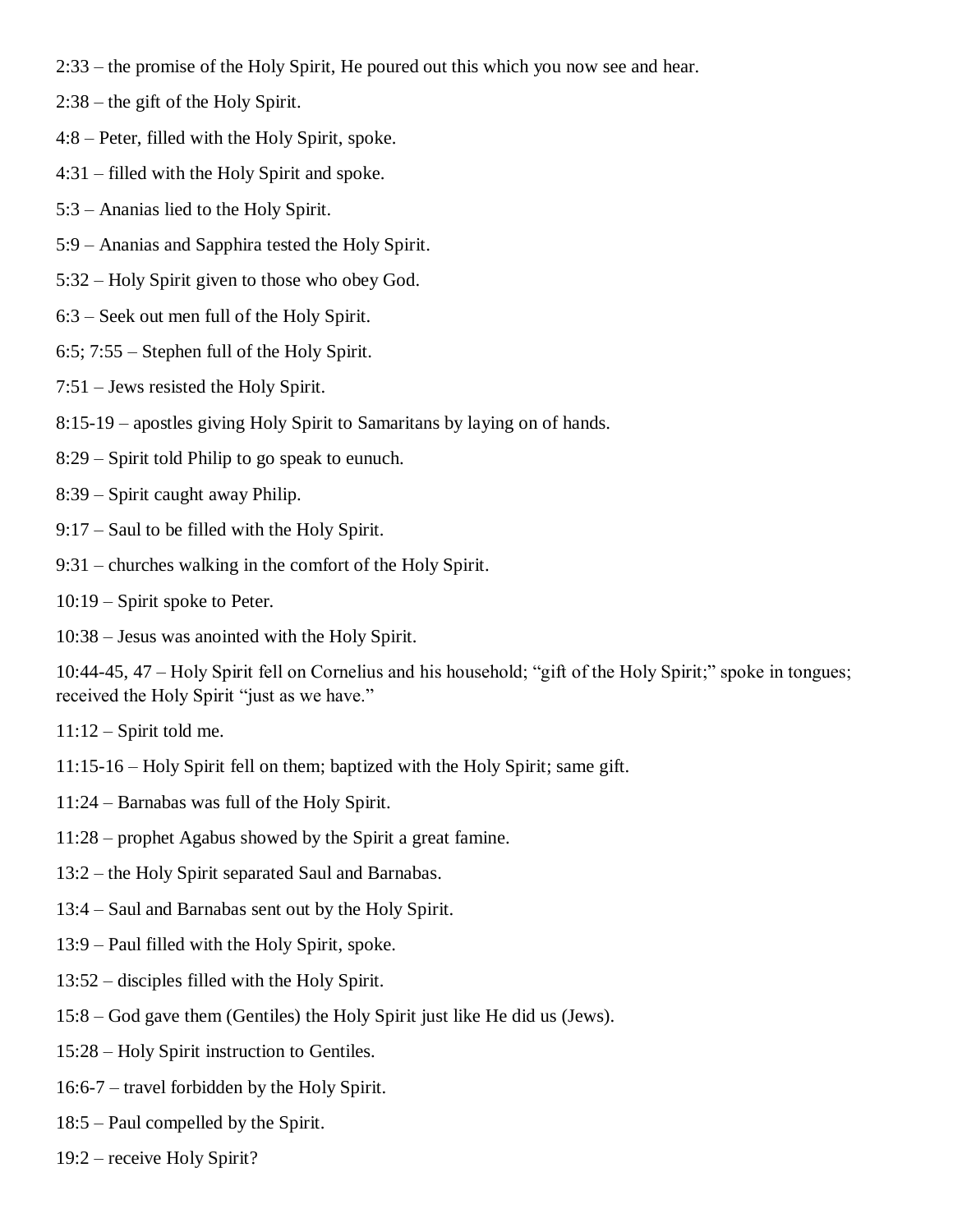2:33 – the promise of the Holy Spirit, He poured out this which you now see and hear.

2:38 – the gift of the Holy Spirit.

4:8 – Peter, filled with the Holy Spirit, spoke.

4:31 – filled with the Holy Spirit and spoke.

5:3 – Ananias lied to the Holy Spirit.

5:9 – Ananias and Sapphira tested the Holy Spirit.

5:32 – Holy Spirit given to those who obey God.

6:3 – Seek out men full of the Holy Spirit.

6:5; 7:55 – Stephen full of the Holy Spirit.

7:51 – Jews resisted the Holy Spirit.

8:15-19 – apostles giving Holy Spirit to Samaritans by laying on of hands.

8:29 – Spirit told Philip to go speak to eunuch.

8:39 – Spirit caught away Philip.

9:17 – Saul to be filled with the Holy Spirit.

9:31 – churches walking in the comfort of the Holy Spirit.

10:19 – Spirit spoke to Peter.

10:38 – Jesus was anointed with the Holy Spirit.

10:44-45, 47 – Holy Spirit fell on Cornelius and his household; "gift of the Holy Spirit;" spoke in tongues; received the Holy Spirit "just as we have."

11:12 – Spirit told me.

11:15-16 – Holy Spirit fell on them; baptized with the Holy Spirit; same gift.

11:24 – Barnabas was full of the Holy Spirit.

11:28 – prophet Agabus showed by the Spirit a great famine.

13:2 – the Holy Spirit separated Saul and Barnabas.

13:4 – Saul and Barnabas sent out by the Holy Spirit.

13:9 – Paul filled with the Holy Spirit, spoke.

13:52 – disciples filled with the Holy Spirit.

15:8 – God gave them (Gentiles) the Holy Spirit just like He did us (Jews).

15:28 – Holy Spirit instruction to Gentiles.

16:6-7 – travel forbidden by the Holy Spirit.

18:5 – Paul compelled by the Spirit.

19:2 – receive Holy Spirit?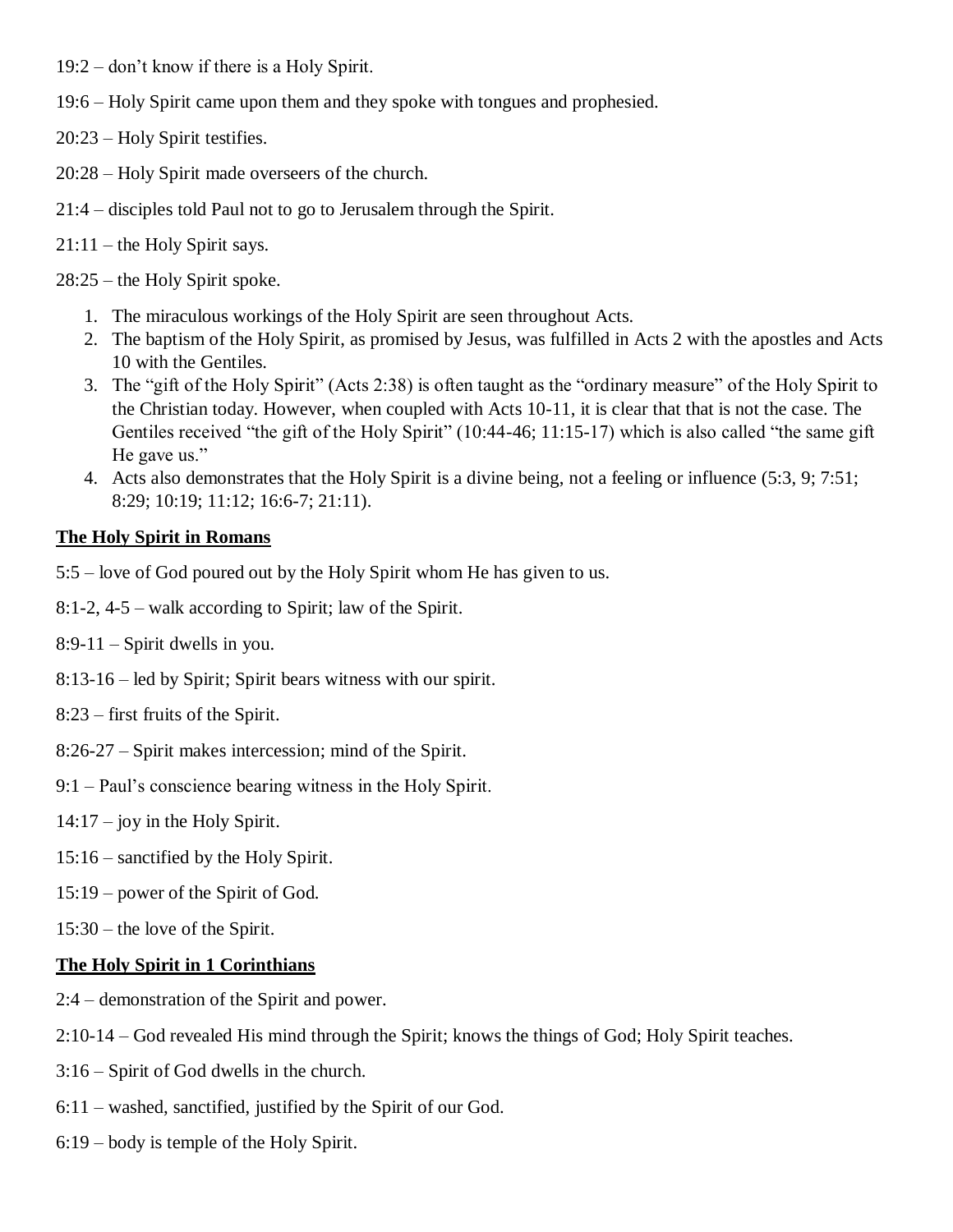19:2 – don't know if there is a Holy Spirit.

19:6 – Holy Spirit came upon them and they spoke with tongues and prophesied.

20:23 – Holy Spirit testifies.

20:28 – Holy Spirit made overseers of the church.

21:4 – disciples told Paul not to go to Jerusalem through the Spirit.

21:11 – the Holy Spirit says.

28:25 – the Holy Spirit spoke.

1. The miraculous workings of the Holy Spirit are seen throughout Acts.
2. The baptism of the Holy Spirit, as promised by Jesus, was fulfilled in Acts 2 with the apostles and Acts 10 with the Gentiles.
3. The "gift of the Holy Spirit" (Acts 2:38) is often taught as the "ordinary measure" of the Holy Spirit to the Christian today. However, when coupled with Acts 10-11, it is clear that that is not the case. The Gentiles received "the gift of the Holy Spirit" (10:44-46; 11:15-17) which is also called "the same gift He gave us."
4. Acts also demonstrates that the Holy Spirit is a divine being, not a feeling or influence (5:3, 9; 7:51; 8:29; 10:19; 11:12; 16:6-7; 21:11).

**The Holy Spirit in Romans**

5:5 – love of God poured out by the Holy Spirit whom He has given to us.

8:1-2, 4-5 – walk according to Spirit; law of the Spirit.

8:9-11 – Spirit dwells in you.

8:13-16 – led by Spirit; Spirit bears witness with our spirit.

8:23 – first fruits of the Spirit.

8:26-27 – Spirit makes intercession; mind of the Spirit.

9:1 – Paul's conscience bearing witness in the Holy Spirit.

14:17 – joy in the Holy Spirit.

15:16 – sanctified by the Holy Spirit.

15:19 – power of the Spirit of God.

15:30 – the love of the Spirit.

**The Holy Spirit in 1 Corinthians**

2:4 – demonstration of the Spirit and power.

2:10-14 – God revealed His mind through the Spirit; knows the things of God; Holy Spirit teaches.

3:16 – Spirit of God dwells in the church.

6:11 – washed, sanctified, justified by the Spirit of our God.

6:19 – body is temple of the Holy Spirit.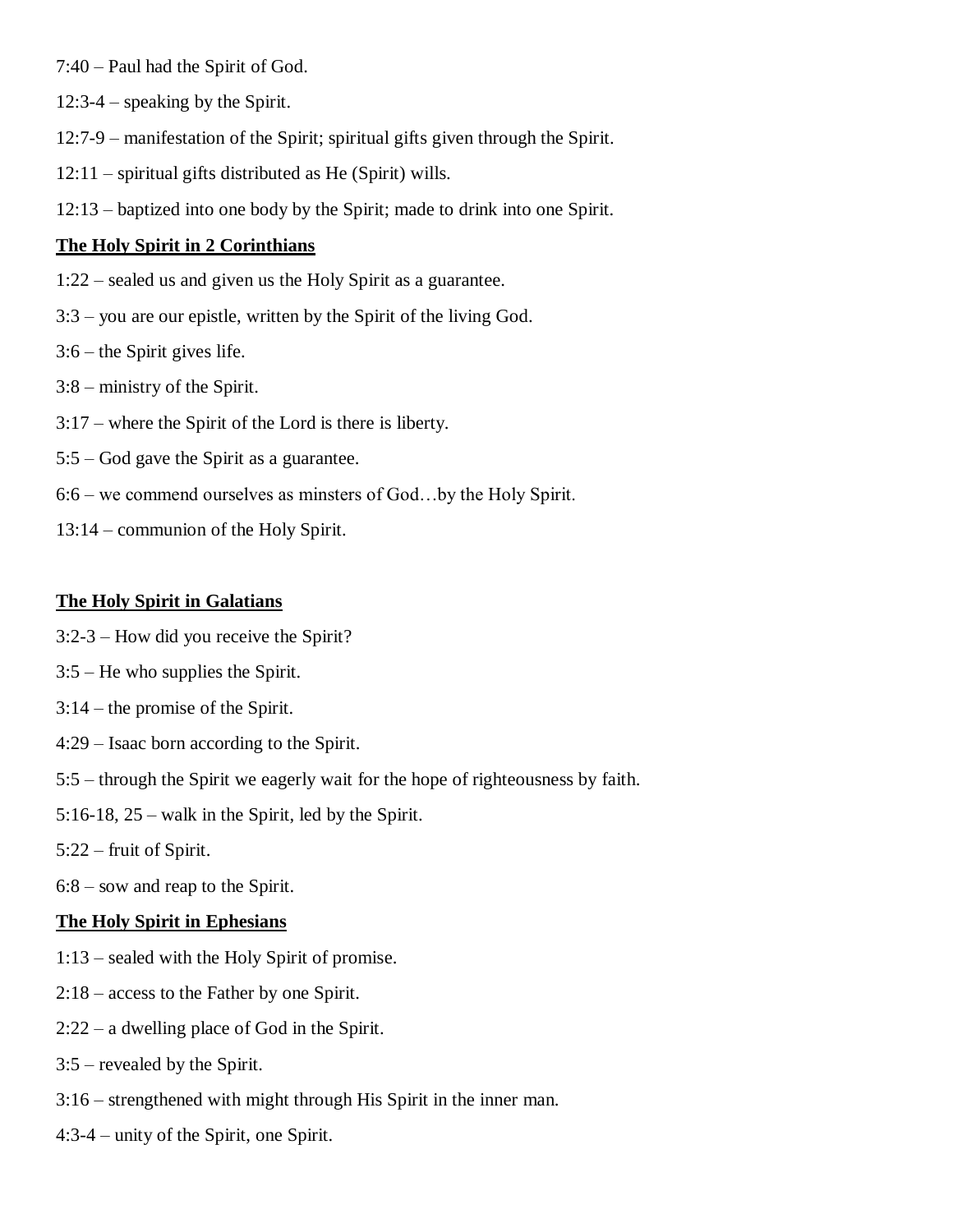7:40 – Paul had the Spirit of God.

12:3-4 – speaking by the Spirit.

12:7-9 – manifestation of the Spirit; spiritual gifts given through the Spirit.

12:11 – spiritual gifts distributed as He (Spirit) wills.

12:13 – baptized into one body by the Spirit; made to drink into one Spirit.

### <u>**The Holy Spirit in 2 Corinthians**</u>

1:22 – sealed us and given us the Holy Spirit as a guarantee.

3:3 – you are our epistle, written by the Spirit of the living God.

3:6 – the Spirit gives life.

3:8 – ministry of the Spirit.

3:17 – where the Spirit of the Lord is there is liberty.

5:5 – God gave the Spirit as a guarantee.

6:6 – we commend ourselves as minsters of God…by the Holy Spirit.

13:14 – communion of the Holy Spirit.

### <u>**The Holy Spirit in Galatians**</u>

3:2-3 – How did you receive the Spirit?

3:5 – He who supplies the Spirit.

3:14 – the promise of the Spirit.

4:29 – Isaac born according to the Spirit.

5:5 – through the Spirit we eagerly wait for the hope of righteousness by faith.

5:16-18, 25 – walk in the Spirit, led by the Spirit.

5:22 – fruit of Spirit.

6:8 – sow and reap to the Spirit.

### <u>**The Holy Spirit in Ephesians**</u>

1:13 – sealed with the Holy Spirit of promise.

2:18 – access to the Father by one Spirit.

2:22 – a dwelling place of God in the Spirit.

3:5 – revealed by the Spirit.

3:16 – strengthened with might through His Spirit in the inner man.

4:3-4 – unity of the Spirit, one Spirit.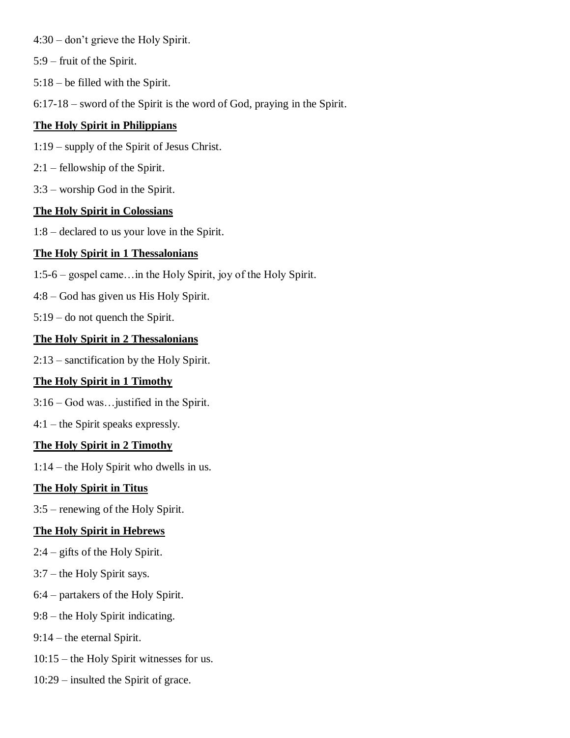4:30 – don't grieve the Holy Spirit.

5:9 – fruit of the Spirit.

5:18 – be filled with the Spirit.

6:17-18 – sword of the Spirit is the word of God, praying in the Spirit.

**The Holy Spirit in Philippians**

1:19 – supply of the Spirit of Jesus Christ.

2:1 – fellowship of the Spirit.

3:3 – worship God in the Spirit.

**The Holy Spirit in Colossians**

1:8 – declared to us your love in the Spirit.

**The Holy Spirit in 1 Thessalonians**

1:5-6 – gospel came…in the Holy Spirit, joy of the Holy Spirit.

4:8 – God has given us His Holy Spirit.

5:19 – do not quench the Spirit.

**The Holy Spirit in 2 Thessalonians**

2:13 – sanctification by the Holy Spirit.

**The Holy Spirit in 1 Timothy**

3:16 – God was…justified in the Spirit.

4:1 – the Spirit speaks expressly.

**The Holy Spirit in 2 Timothy**

1:14 – the Holy Spirit who dwells in us.

**The Holy Spirit in Titus**

3:5 – renewing of the Holy Spirit.

**The Holy Spirit in Hebrews**

2:4 – gifts of the Holy Spirit.

3:7 – the Holy Spirit says.

6:4 – partakers of the Holy Spirit.

9:8 – the Holy Spirit indicating.

9:14 – the eternal Spirit.

10:15 – the Holy Spirit witnesses for us.

10:29 – insulted the Spirit of grace.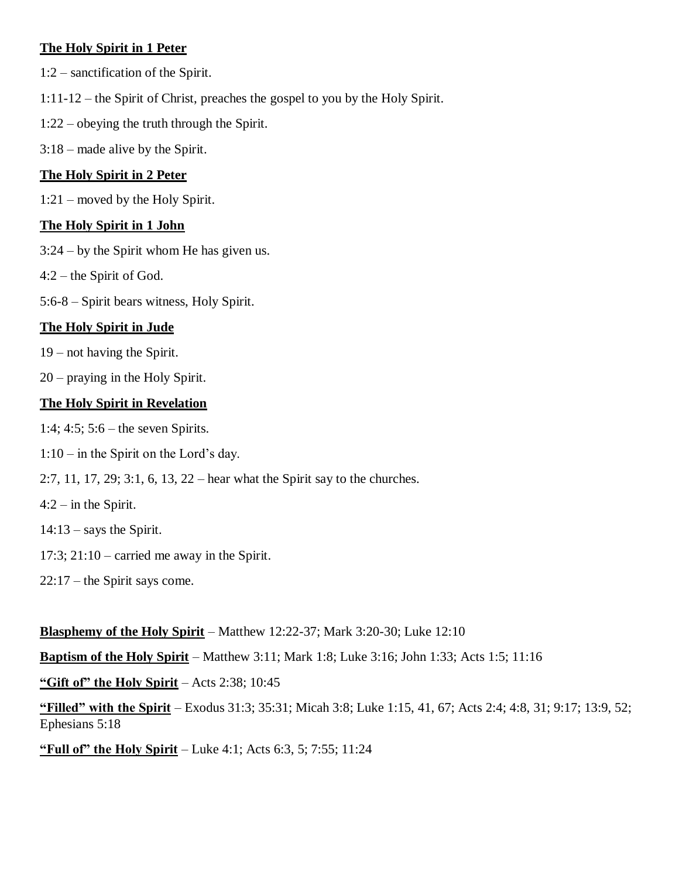**<u>The Holy Spirit in 1 Peter</u>**

1:2 – sanctification of the Spirit.

1:11-12 – the Spirit of Christ, preaches the gospel to you by the Holy Spirit.

1:22 – obeying the truth through the Spirit.

3:18 – made alive by the Spirit.

**<u>The Holy Spirit in 2 Peter</u>**

1:21 – moved by the Holy Spirit.

**<u>The Holy Spirit in 1 John</u>**

3:24 – by the Spirit whom He has given us.

4:2 – the Spirit of God.

5:6-8 – Spirit bears witness, Holy Spirit.

**<u>The Holy Spirit in Jude</u>**

19 – not having the Spirit.

20 – praying in the Holy Spirit.

**<u>The Holy Spirit in Revelation</u>**

1:4; 4:5; 5:6 – the seven Spirits.

1:10 – in the Spirit on the Lord's day.

2:7, 11, 17, 29; 3:1, 6, 13, 22 – hear what the Spirit say to the churches.

4:2 – in the Spirit.

14:13 – says the Spirit.

17:3; 21:10 – carried me away in the Spirit.

22:17 – the Spirit says come.

**<u>Blasphemy of the Holy Spirit</u>** – Matthew 12:22-37; Mark 3:20-30; Luke 12:10

**<u>Baptism of the Holy Spirit</u>** – Matthew 3:11; Mark 1:8; Luke 3:16; John 1:33; Acts 1:5; 11:16

**<u>"Gift of" the Holy Spirit</u>** – Acts 2:38; 10:45

**<u>"Filled" with the Spirit</u>** – Exodus 31:3; 35:31; Micah 3:8; Luke 1:15, 41, 67; Acts 2:4; 4:8, 31; 9:17; 13:9, 52; Ephesians 5:18

**<u>"Full of" the Holy Spirit</u>** – Luke 4:1; Acts 6:3, 5; 7:55; 11:24